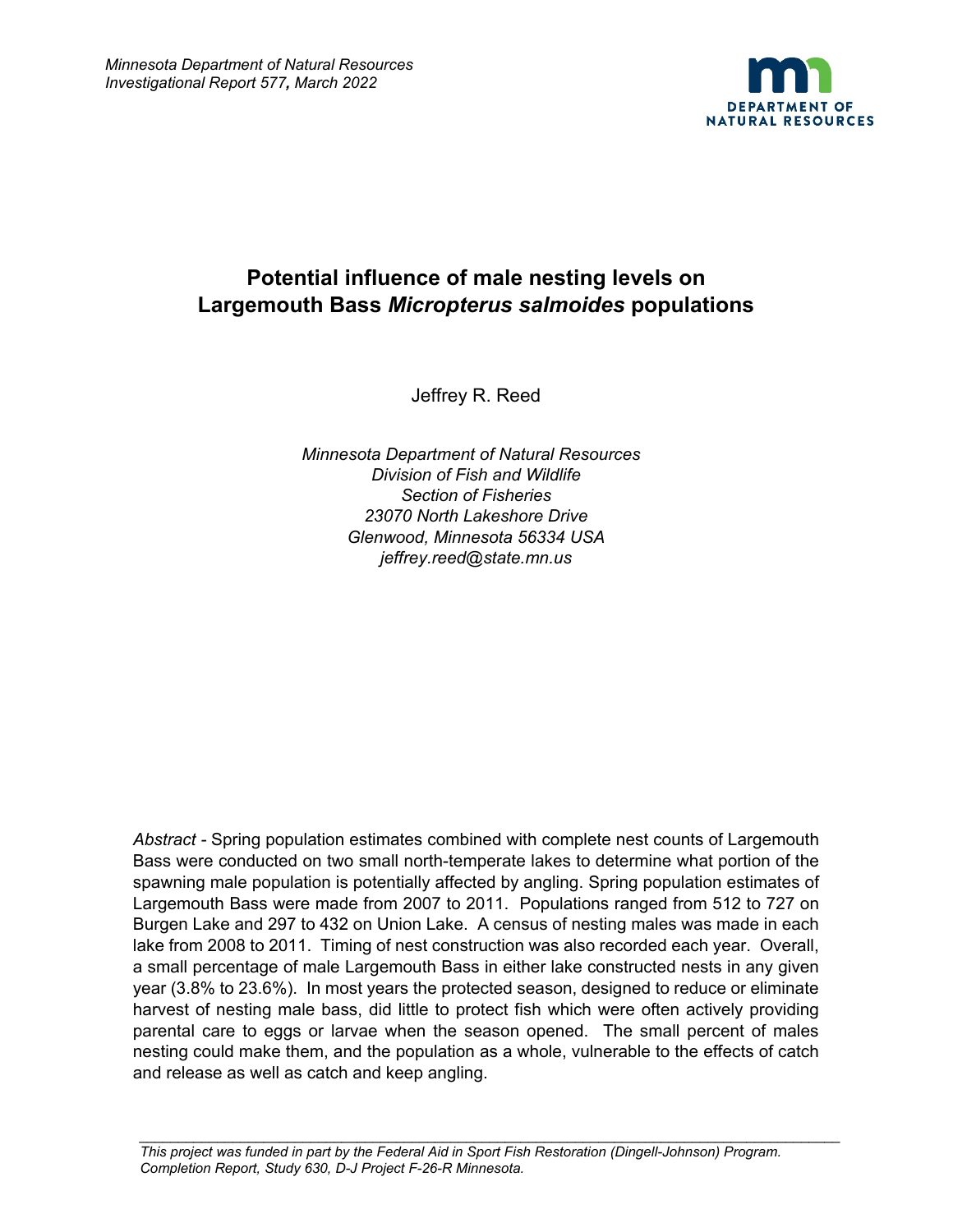*Minnesota Department of Natural Resources*
*Investigational Report 577, March 2022*

# Potential influence of male nesting levels on Largemouth Bass *Micropterus salmoides* populations

Jeffrey R. Reed

*Minnesota Department of Natural Resources*
*Division of Fish and Wildlife*
*Section of Fisheries*
*23070 North Lakeshore Drive*
*Glenwood, Minnesota 56334 USA*
*jeffrey.reed@state.mn.us*

*Abstract* - Spring population estimates combined with complete nest counts of Largemouth Bass were conducted on two small north-temperate lakes to determine what portion of the spawning male population is potentially affected by angling. Spring population estimates of Largemouth Bass were made from 2007 to 2011. Populations ranged from 512 to 727 on Burgen Lake and 297 to 432 on Union Lake. A census of nesting males was made in each lake from 2008 to 2011. Timing of nest construction was also recorded each year. Overall, a small percentage of male Largemouth Bass in either lake constructed nests in any given year (3.8% to 23.6%). In most years the protected season, designed to reduce or eliminate harvest of nesting male bass, did little to protect fish which were often actively providing parental care to eggs or larvae when the season opened. The small percent of males nesting could make them, and the population as a whole, vulnerable to the effects of catch and release as well as catch and keep angling.

---

*This project was funded in part by the Federal Aid in Sport Fish Restoration (Dingell-Johnson) Program. Completion Report, Study 630, D-J Project F-26-R Minnesota.*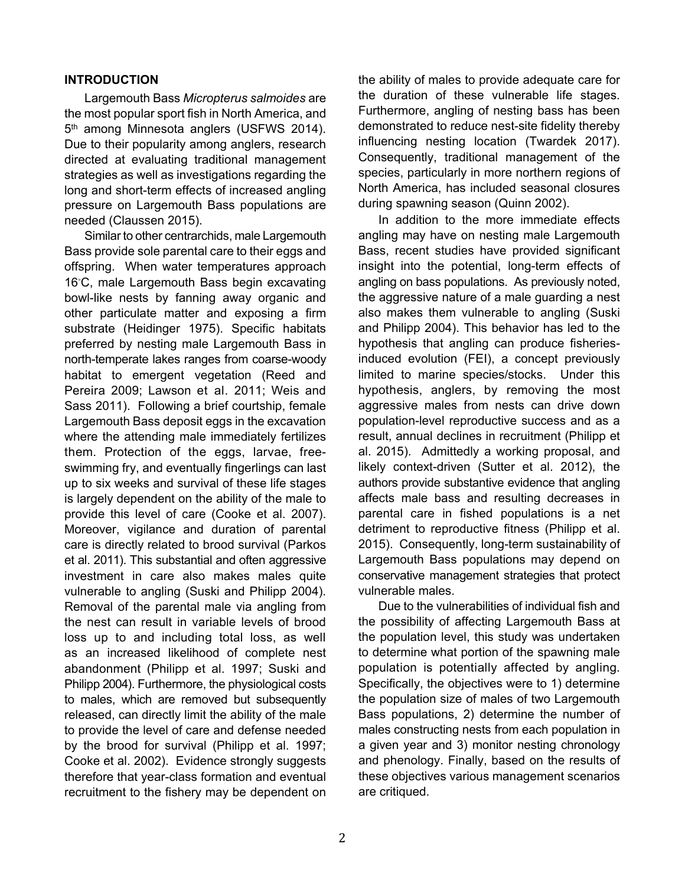## INTRODUCTION

Largemouth Bass *Micropterus salmoides* are the most popular sport fish in North America, and 5th among Minnesota anglers (USFWS 2014). Due to their popularity among anglers, research directed at evaluating traditional management strategies as well as investigations regarding the long and short-term effects of increased angling pressure on Largemouth Bass populations are needed (Claussen 2015).

Similar to other centrarchids, male Largemouth Bass provide sole parental care to their eggs and offspring. When water temperatures approach 16°C, male Largemouth Bass begin excavating bowl-like nests by fanning away organic and other particulate matter and exposing a firm substrate (Heidinger 1975). Specific habitats preferred by nesting male Largemouth Bass in north-temperate lakes ranges from coarse-woody habitat to emergent vegetation (Reed and Pereira 2009; Lawson et al. 2011; Weis and Sass 2011). Following a brief courtship, female Largemouth Bass deposit eggs in the excavation where the attending male immediately fertilizes them. Protection of the eggs, larvae, free-swimming fry, and eventually fingerlings can last up to six weeks and survival of these life stages is largely dependent on the ability of the male to provide this level of care (Cooke et al. 2007). Moreover, vigilance and duration of parental care is directly related to brood survival (Parkos et al. 2011). This substantial and often aggressive investment in care also makes males quite vulnerable to angling (Suski and Philipp 2004). Removal of the parental male via angling from the nest can result in variable levels of brood loss up to and including total loss, as well as an increased likelihood of complete nest abandonment (Philipp et al. 1997; Suski and Philipp 2004). Furthermore, the physiological costs to males, which are removed but subsequently released, can directly limit the ability of the male to provide the level of care and defense needed by the brood for survival (Philipp et al. 1997; Cooke et al. 2002). Evidence strongly suggests therefore that year-class formation and eventual recruitment to the fishery may be dependent on the ability of males to provide adequate care for the duration of these vulnerable life stages. Furthermore, angling of nesting bass has been demonstrated to reduce nest-site fidelity thereby influencing nesting location (Twardek 2017). Consequently, traditional management of the species, particularly in more northern regions of North America, has included seasonal closures during spawning season (Quinn 2002).

In addition to the more immediate effects angling may have on nesting male Largemouth Bass, recent studies have provided significant insight into the potential, long-term effects of angling on bass populations. As previously noted, the aggressive nature of a male guarding a nest also makes them vulnerable to angling (Suski and Philipp 2004). This behavior has led to the hypothesis that angling can produce fisheries-induced evolution (FEI), a concept previously limited to marine species/stocks. Under this hypothesis, anglers, by removing the most aggressive males from nests can drive down population-level reproductive success and as a result, annual declines in recruitment (Philipp et al. 2015). Admittedly a working proposal, and likely context-driven (Sutter et al. 2012), the authors provide substantive evidence that angling affects male bass and resulting decreases in parental care in fished populations is a net detriment to reproductive fitness (Philipp et al. 2015). Consequently, long-term sustainability of Largemouth Bass populations may depend on conservative management strategies that protect vulnerable males.

Due to the vulnerabilities of individual fish and the possibility of affecting Largemouth Bass at the population level, this study was undertaken to determine what portion of the spawning male population is potentially affected by angling. Specifically, the objectives were to 1) determine the population size of males of two Largemouth Bass populations, 2) determine the number of males constructing nests from each population in a given year and 3) monitor nesting chronology and phenology. Finally, based on the results of these objectives various management scenarios are critiqued.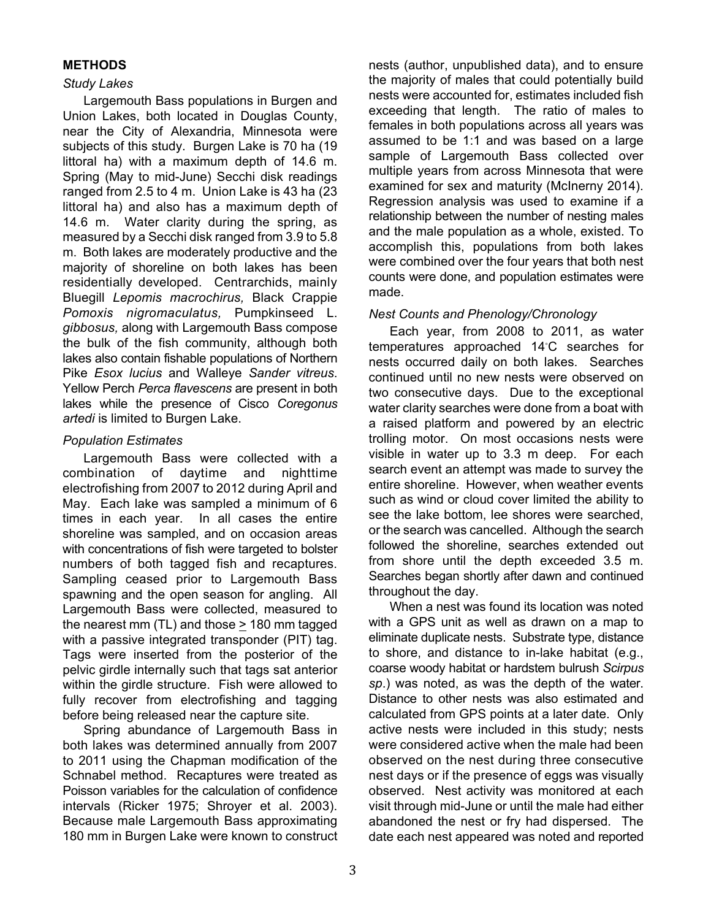## METHODS

### *Study Lakes*

Largemouth Bass populations in Burgen and Union Lakes, both located in Douglas County, near the City of Alexandria, Minnesota were subjects of this study. Burgen Lake is 70 ha (19 littoral ha) with a maximum depth of 14.6 m. Spring (May to mid-June) Secchi disk readings ranged from 2.5 to 4 m. Union Lake is 43 ha (23 littoral ha) and also has a maximum depth of 14.6 m. Water clarity during the spring, as measured by a Secchi disk ranged from 3.9 to 5.8 m. Both lakes are moderately productive and the majority of shoreline on both lakes has been residentially developed. Centrarchids, mainly Bluegill *Lepomis macrochirus,* Black Crappie *Pomoxis nigromaculatus,* Pumpkinseed *L. gibbosus,* along with Largemouth Bass compose the bulk of the fish community, although both lakes also contain fishable populations of Northern Pike *Esox lucius* and Walleye *Sander vitreus*. Yellow Perch *Perca flavescens* are present in both lakes while the presence of Cisco *Coregonus artedi* is limited to Burgen Lake.

### *Population Estimates*

Largemouth Bass were collected with a combination of daytime and nighttime electrofishing from 2007 to 2012 during April and May. Each lake was sampled a minimum of 6 times in each year. In all cases the entire shoreline was sampled, and on occasion areas with concentrations of fish were targeted to bolster numbers of both tagged fish and recaptures. Sampling ceased prior to Largemouth Bass spawning and the open season for angling. All Largemouth Bass were collected, measured to the nearest mm (TL) and those $\geq$ 180 mm tagged with a passive integrated transponder (PIT) tag. Tags were inserted from the posterior of the pelvic girdle internally such that tags sat anterior within the girdle structure. Fish were allowed to fully recover from electrofishing and tagging before being released near the capture site.

Spring abundance of Largemouth Bass in both lakes was determined annually from 2007 to 2011 using the Chapman modification of the Schnabel method. Recaptures were treated as Poisson variables for the calculation of confidence intervals (Ricker 1975; Shroyer et al. 2003). Because male Largemouth Bass approximating 180 mm in Burgen Lake were known to construct nests (author, unpublished data), and to ensure the majority of males that could potentially build nests were accounted for, estimates included fish exceeding that length. The ratio of males to females in both populations across all years was assumed to be 1:1 and was based on a large sample of Largemouth Bass collected over multiple years from across Minnesota that were examined for sex and maturity (McInerny 2014). Regression analysis was used to examine if a relationship between the number of nesting males and the male population as a whole, existed. To accomplish this, populations from both lakes were combined over the four years that both nest counts were done, and population estimates were made.

### *Nest Counts and Phenology/Chronology*

Each year, from 2008 to 2011, as water temperatures approached 14°C searches for nests occurred daily on both lakes. Searches continued until no new nests were observed on two consecutive days. Due to the exceptional water clarity searches were done from a boat with a raised platform and powered by an electric trolling motor. On most occasions nests were visible in water up to 3.3 m deep. For each search event an attempt was made to survey the entire shoreline. However, when weather events such as wind or cloud cover limited the ability to see the lake bottom, lee shores were searched, or the search was cancelled. Although the search followed the shoreline, searches extended out from shore until the depth exceeded 3.5 m. Searches began shortly after dawn and continued throughout the day.

When a nest was found its location was noted with a GPS unit as well as drawn on a map to eliminate duplicate nests. Substrate type, distance to shore, and distance to in-lake habitat (e.g., coarse woody habitat or hardstem bulrush *Scirpus sp*.) was noted, as was the depth of the water. Distance to other nests was also estimated and calculated from GPS points at a later date. Only active nests were included in this study; nests were considered active when the male had been observed on the nest during three consecutive nest days or if the presence of eggs was visually observed. Nest activity was monitored at each visit through mid-June or until the male had either abandoned the nest or fry had dispersed. The date each nest appeared was noted and reported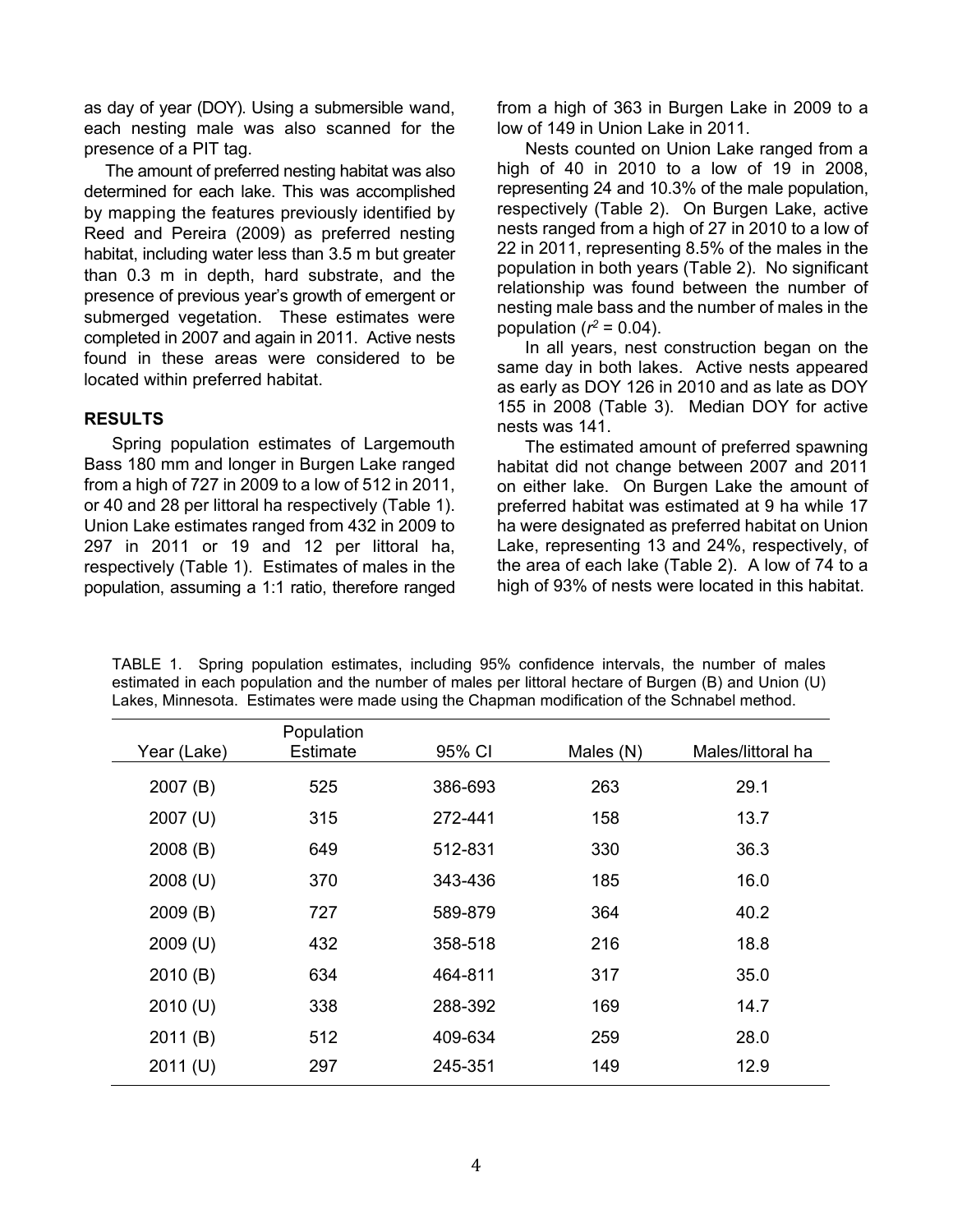as day of year (DOY). Using a submersible wand, each nesting male was also scanned for the presence of a PIT tag.

The amount of preferred nesting habitat was also determined for each lake. This was accomplished by mapping the features previously identified by Reed and Pereira (2009) as preferred nesting habitat, including water less than 3.5 m but greater than 0.3 m in depth, hard substrate, and the presence of previous year's growth of emergent or submerged vegetation. These estimates were completed in 2007 and again in 2011. Active nests found in these areas were considered to be located within preferred habitat.

## RESULTS

Spring population estimates of Largemouth Bass 180 mm and longer in Burgen Lake ranged from a high of 727 in 2009 to a low of 512 in 2011, or 40 and 28 per littoral ha respectively (Table 1). Union Lake estimates ranged from 432 in 2009 to 297 in 2011 or 19 and 12 per littoral ha, respectively (Table 1). Estimates of males in the population, assuming a 1:1 ratio, therefore ranged from a high of 363 in Burgen Lake in 2009 to a low of 149 in Union Lake in 2011.

Nests counted on Union Lake ranged from a high of 40 in 2010 to a low of 19 in 2008, representing 24 and 10.3% of the male population, respectively (Table 2). On Burgen Lake, active nests ranged from a high of 27 in 2010 to a low of 22 in 2011, representing 8.5% of the males in the population in both years (Table 2). No significant relationship was found between the number of nesting male bass and the number of males in the population ($r^2 = 0.04$).

In all years, nest construction began on the same day in both lakes. Active nests appeared as early as DOY 126 in 2010 and as late as DOY 155 in 2008 (Table 3). Median DOY for active nests was 141.

The estimated amount of preferred spawning habitat did not change between 2007 and 2011 on either lake. On Burgen Lake the amount of preferred habitat was estimated at 9 ha while 17 ha were designated as preferred habitat on Union Lake, representing 13 and 24%, respectively, of the area of each lake (Table 2). A low of 74 to a high of 93% of nests were located in this habitat.

TABLE 1. Spring population estimates, including 95% confidence intervals, the number of males estimated in each population and the number of males per littoral hectare of Burgen (B) and Union (U) Lakes, Minnesota. Estimates were made using the Chapman modification of the Schnabel method.

| Year (Lake) | Population Estimate | 95% CI | Males (N) | Males/littoral ha |
|---|---|---|---|---|
| 2007 (B) | 525 | 386-693 | 263 | 29.1 |
| 2007 (U) | 315 | 272-441 | 158 | 13.7 |
| 2008 (B) | 649 | 512-831 | 330 | 36.3 |
| 2008 (U) | 370 | 343-436 | 185 | 16.0 |
| 2009 (B) | 727 | 589-879 | 364 | 40.2 |
| 2009 (U) | 432 | 358-518 | 216 | 18.8 |
| 2010 (B) | 634 | 464-811 | 317 | 35.0 |
| 2010 (U) | 338 | 288-392 | 169 | 14.7 |
| 2011 (B) | 512 | 409-634 | 259 | 28.0 |
| 2011 (U) | 297 | 245-351 | 149 | 12.9 |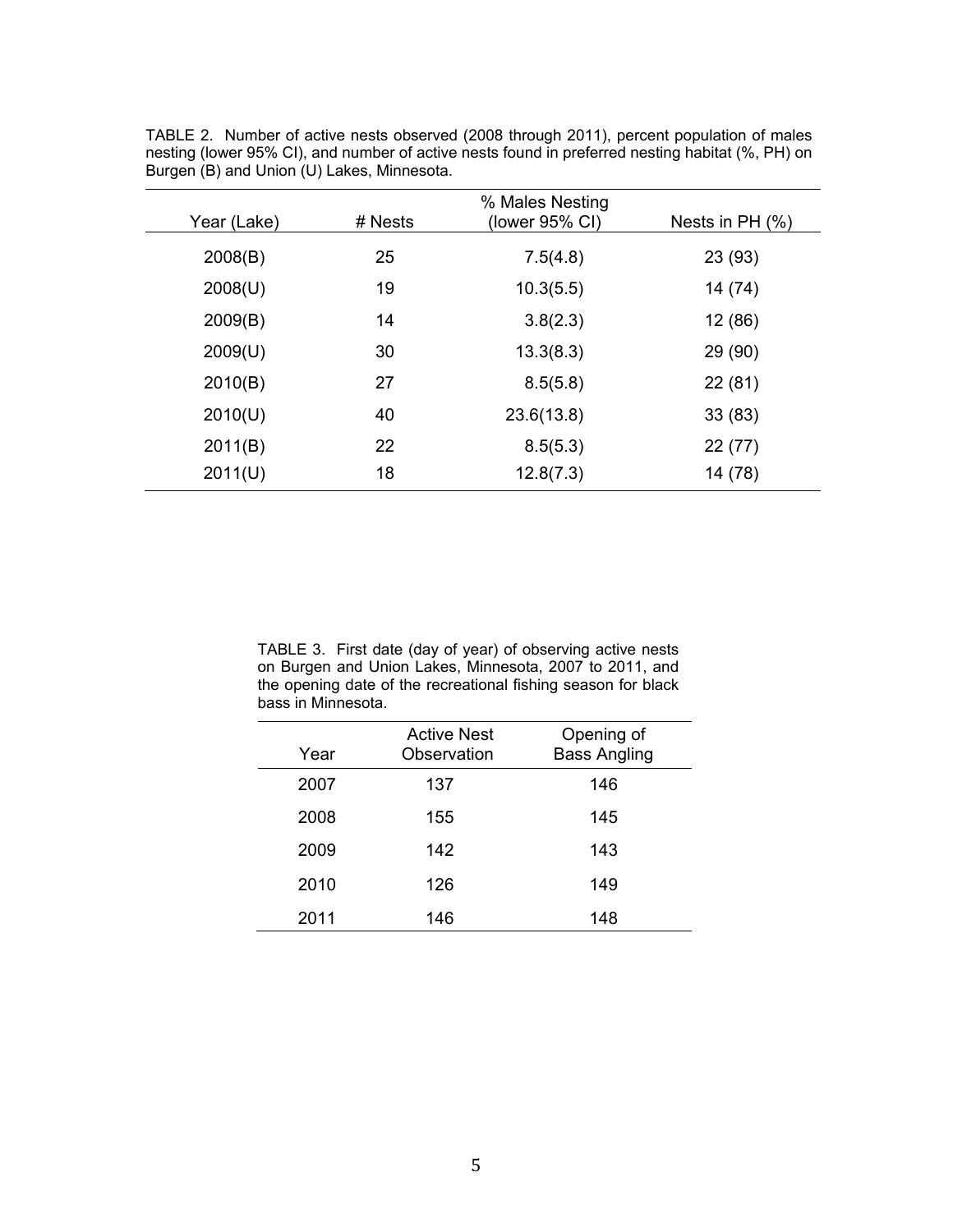TABLE 2. Number of active nests observed (2008 through 2011), percent population of males nesting (lower 95% CI), and number of active nests found in preferred nesting habitat (%, PH) on Burgen (B) and Union (U) Lakes, Minnesota.

| Year (Lake) | # Nests | % Males Nesting (lower 95% CI) | Nests in PH (%) |
|---|---|---|---|
| 2008(B) | 25 | 7.5(4.8) | 23 (93) |
| 2008(U) | 19 | 10.3(5.5) | 14 (74) |
| 2009(B) | 14 | 3.8(2.3) | 12 (86) |
| 2009(U) | 30 | 13.3(8.3) | 29 (90) |
| 2010(B) | 27 | 8.5(5.8) | 22 (81) |
| 2010(U) | 40 | 23.6(13.8) | 33 (83) |
| 2011(B) | 22 | 8.5(5.3) | 22 (77) |
| 2011(U) | 18 | 12.8(7.3) | 14 (78) |

TABLE 3. First date (day of year) of observing active nests on Burgen and Union Lakes, Minnesota, 2007 to 2011, and the opening date of the recreational fishing season for black bass in Minnesota.

| Year | Active Nest Observation | Opening of Bass Angling |
|---|---|---|
| 2007 | 137 | 146 |
| 2008 | 155 | 145 |
| 2009 | 142 | 143 |
| 2010 | 126 | 149 |
| 2011 | 146 | 148 |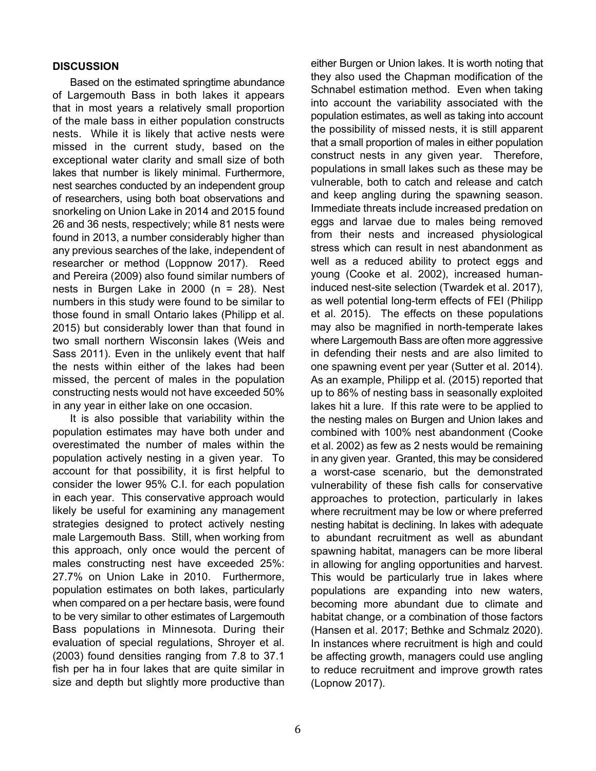## DISCUSSION

Based on the estimated springtime abundance of Largemouth Bass in both lakes it appears that in most years a relatively small proportion of the male bass in either population constructs nests. While it is likely that active nests were missed in the current study, based on the exceptional water clarity and small size of both lakes that number is likely minimal. Furthermore, nest searches conducted by an independent group of researchers, using both boat observations and snorkeling on Union Lake in 2014 and 2015 found 26 and 36 nests, respectively; while 81 nests were found in 2013, a number considerably higher than any previous searches of the lake, independent of researcher or method (Loppnow 2017). Reed and Pereira (2009) also found similar numbers of nests in Burgen Lake in 2000 (n = 28). Nest numbers in this study were found to be similar to those found in small Ontario lakes (Philipp et al. 2015) but considerably lower than that found in two small northern Wisconsin lakes (Weis and Sass 2011). Even in the unlikely event that half the nests within either of the lakes had been missed, the percent of males in the population constructing nests would not have exceeded 50% in any year in either lake on one occasion.

It is also possible that variability within the population estimates may have both under and overestimated the number of males within the population actively nesting in a given year. To account for that possibility, it is first helpful to consider the lower 95% C.I. for each population in each year. This conservative approach would likely be useful for examining any management strategies designed to protect actively nesting male Largemouth Bass. Still, when working from this approach, only once would the percent of males constructing nest have exceeded 25%: 27.7% on Union Lake in 2010. Furthermore, population estimates on both lakes, particularly when compared on a per hectare basis, were found to be very similar to other estimates of Largemouth Bass populations in Minnesota. During their evaluation of special regulations, Shroyer et al. (2003) found densities ranging from 7.8 to 37.1 fish per ha in four lakes that are quite similar in size and depth but slightly more productive than either Burgen or Union lakes. It is worth noting that they also used the Chapman modification of the Schnabel estimation method. Even when taking into account the variability associated with the population estimates, as well as taking into account the possibility of missed nests, it is still apparent that a small proportion of males in either population construct nests in any given year. Therefore, populations in small lakes such as these may be vulnerable, both to catch and release and catch and keep angling during the spawning season. Immediate threats include increased predation on eggs and larvae due to males being removed from their nests and increased physiological stress which can result in nest abandonment as well as a reduced ability to protect eggs and young (Cooke et al. 2002), increased human-induced nest-site selection (Twardek et al. 2017), as well potential long-term effects of FEI (Philipp et al. 2015). The effects on these populations may also be magnified in north-temperate lakes where Largemouth Bass are often more aggressive in defending their nests and are also limited to one spawning event per year (Sutter et al. 2014). As an example, Philipp et al. (2015) reported that up to 86% of nesting bass in seasonally exploited lakes hit a lure. If this rate were to be applied to the nesting males on Burgen and Union lakes and combined with 100% nest abandonment (Cooke et al. 2002) as few as 2 nests would be remaining in any given year. Granted, this may be considered a worst-case scenario, but the demonstrated vulnerability of these fish calls for conservative approaches to protection, particularly in lakes where recruitment may be low or where preferred nesting habitat is declining. In lakes with adequate to abundant recruitment as well as abundant spawning habitat, managers can be more liberal in allowing for angling opportunities and harvest. This would be particularly true in lakes where populations are expanding into new waters, becoming more abundant due to climate and habitat change, or a combination of those factors (Hansen et al. 2017; Bethke and Schmalz 2020). In instances where recruitment is high and could be affecting growth, managers could use angling to reduce recruitment and improve growth rates (Lopnow 2017).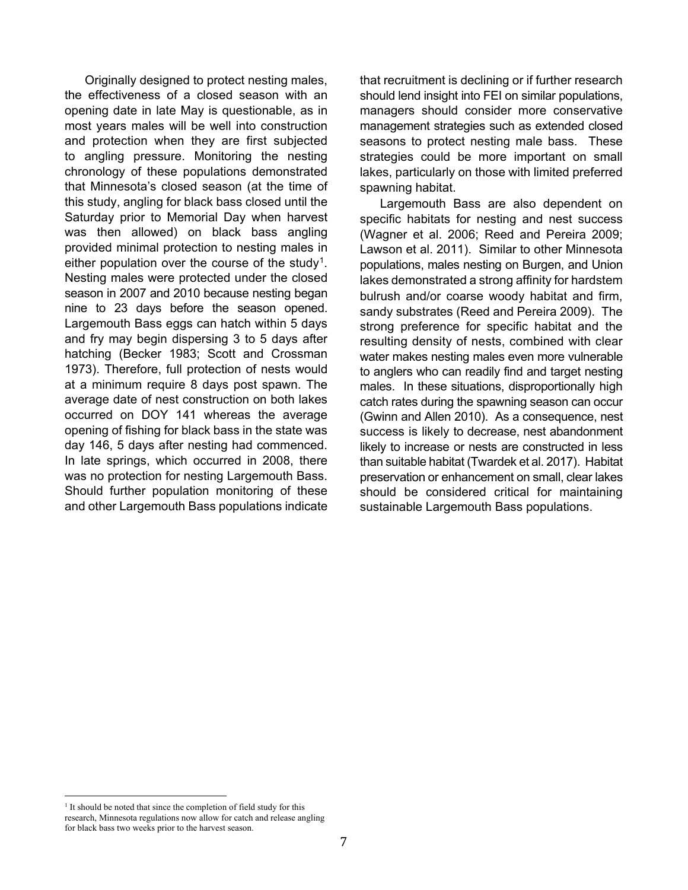Originally designed to protect nesting males, the effectiveness of a closed season with an opening date in late May is questionable, as in most years males will be well into construction and protection when they are first subjected to angling pressure. Monitoring the nesting chronology of these populations demonstrated that Minnesota's closed season (at the time of this study, angling for black bass closed until the Saturday prior to Memorial Day when harvest was then allowed) on black bass angling provided minimal protection to nesting males in either population over the course of the study[1]. Nesting males were protected under the closed season in 2007 and 2010 because nesting began nine to 23 days before the season opened. Largemouth Bass eggs can hatch within 5 days and fry may begin dispersing 3 to 5 days after hatching (Becker 1983; Scott and Crossman 1973). Therefore, full protection of nests would at a minimum require 8 days post spawn. The average date of nest construction on both lakes occurred on DOY 141 whereas the average opening of fishing for black bass in the state was day 146, 5 days after nesting had commenced. In late springs, which occurred in 2008, there was no protection for nesting Largemouth Bass. Should further population monitoring of these and other Largemouth Bass populations indicate that recruitment is declining or if further research should lend insight into FEI on similar populations, managers should consider more conservative management strategies such as extended closed seasons to protect nesting male bass. These strategies could be more important on small lakes, particularly on those with limited preferred spawning habitat.

Largemouth Bass are also dependent on specific habitats for nesting and nest success (Wagner et al. 2006; Reed and Pereira 2009; Lawson et al. 2011). Similar to other Minnesota populations, males nesting on Burgen, and Union lakes demonstrated a strong affinity for hardstem bulrush and/or coarse woody habitat and firm, sandy substrates (Reed and Pereira 2009). The strong preference for specific habitat and the resulting density of nests, combined with clear water makes nesting males even more vulnerable to anglers who can readily find and target nesting males. In these situations, disproportionally high catch rates during the spawning season can occur (Gwinn and Allen 2010). As a consequence, nest success is likely to decrease, nest abandonment likely to increase or nests are constructed in less than suitable habitat (Twardek et al. 2017). Habitat preservation or enhancement on small, clear lakes should be considered critical for maintaining sustainable Largemouth Bass populations.

---

[1] It should be noted that since the completion of field study for this research, Minnesota regulations now allow for catch and release angling for black bass two weeks prior to the harvest season.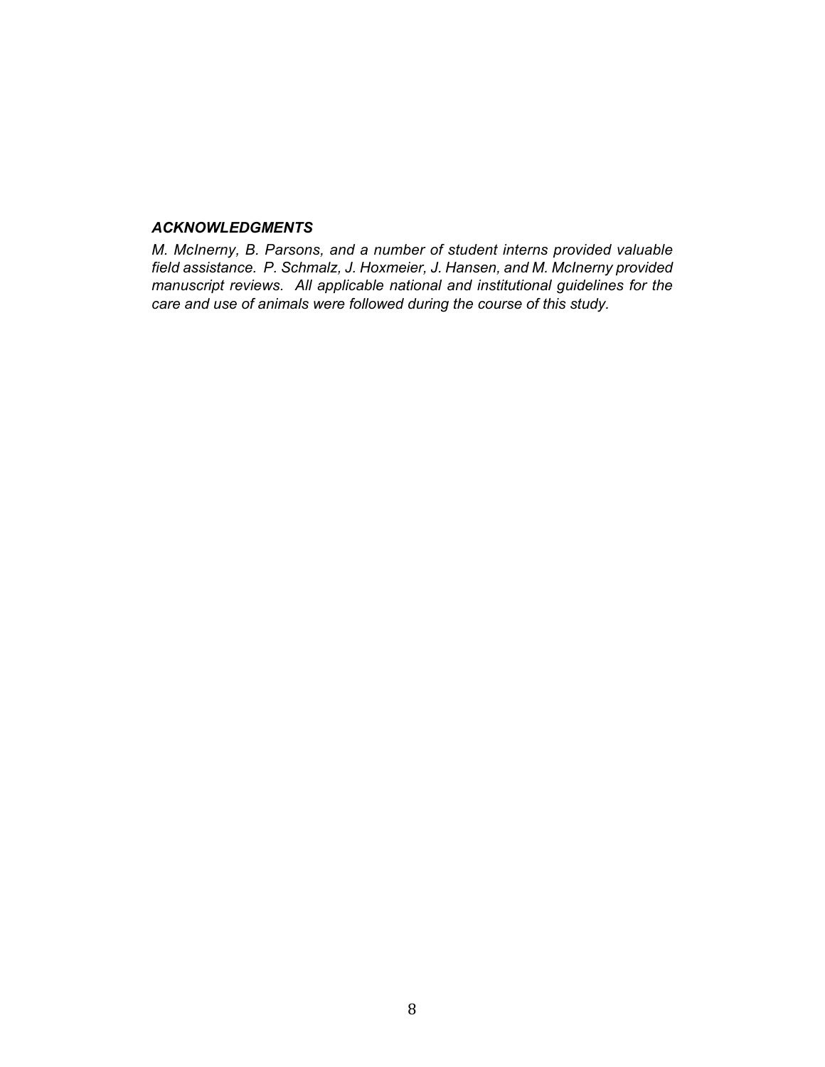### *ACKNOWLEDGMENTS*

*M. McInerny, B. Parsons, and a number of student interns provided valuable field assistance. P. Schmalz, J. Hoxmeier, J. Hansen, and M. McInerny provided manuscript reviews. All applicable national and institutional guidelines for the care and use of animals were followed during the course of this study.*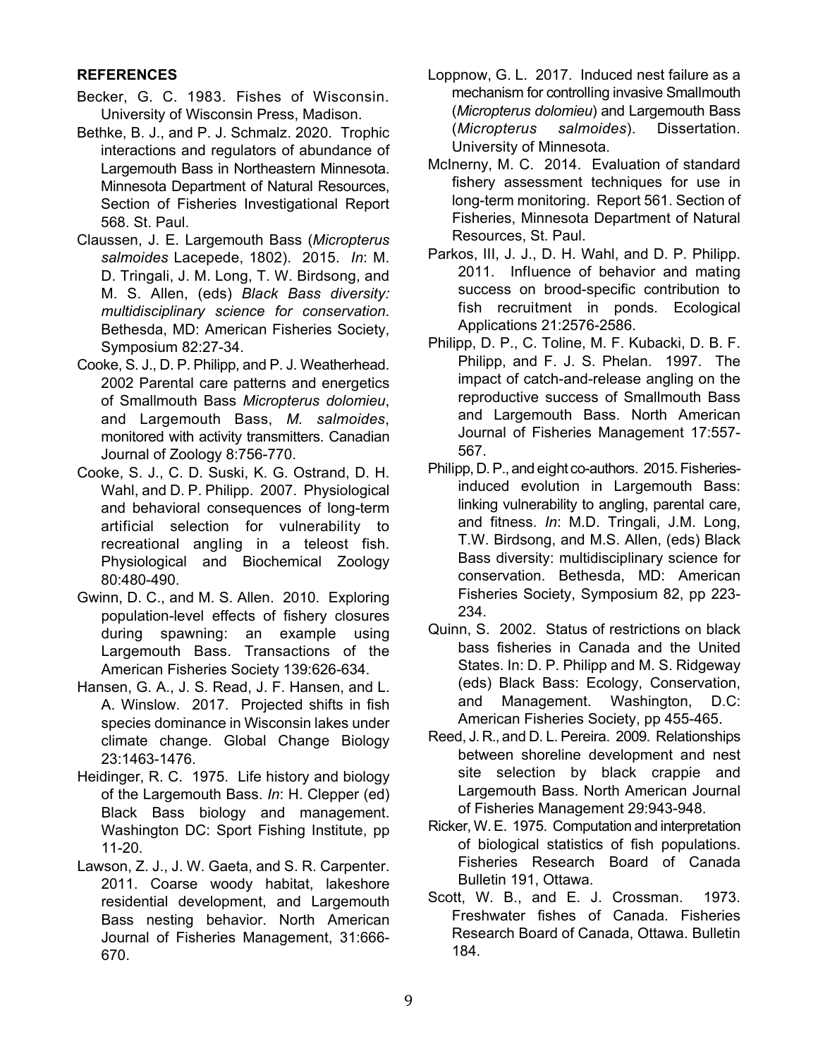## REFERENCES

Becker, G. C. 1983. Fishes of Wisconsin. University of Wisconsin Press, Madison.

Bethke, B. J., and P. J. Schmalz. 2020. Trophic interactions and regulators of abundance of Largemouth Bass in Northeastern Minnesota. Minnesota Department of Natural Resources, Section of Fisheries Investigational Report 568. St. Paul.

Claussen, J. E. Largemouth Bass (*Micropterus salmoides* Lacepede, 1802). 2015. *In*: M. D. Tringali, J. M. Long, T. W. Birdsong, and M. S. Allen, (eds) *Black Bass diversity: multidisciplinary science for conservation*. Bethesda, MD: American Fisheries Society, Symposium 82:27-34.

Cooke, S. J., D. P. Philipp, and P. J. Weatherhead. 2002 Parental care patterns and energetics of Smallmouth Bass *Micropterus dolomieu*, and Largemouth Bass, *M. salmoides*, monitored with activity transmitters. Canadian Journal of Zoology 8:756-770.

Cooke, S. J., C. D. Suski, K. G. Ostrand, D. H. Wahl, and D. P. Philipp. 2007. Physiological and behavioral consequences of long-term artificial selection for vulnerability to recreational angling in a teleost fish. Physiological and Biochemical Zoology 80:480-490.

Gwinn, D. C., and M. S. Allen. 2010. Exploring population-level effects of fishery closures during spawning: an example using Largemouth Bass. Transactions of the American Fisheries Society 139:626-634.

Hansen, G. A., J. S. Read, J. F. Hansen, and L. A. Winslow. 2017. Projected shifts in fish species dominance in Wisconsin lakes under climate change. Global Change Biology 23:1463-1476.

Heidinger, R. C. 1975. Life history and biology of the Largemouth Bass. *In*: H. Clepper (ed) Black Bass biology and management. Washington DC: Sport Fishing Institute, pp 11-20.

Lawson, Z. J., J. W. Gaeta, and S. R. Carpenter. 2011. Coarse woody habitat, lakeshore residential development, and Largemouth Bass nesting behavior. North American Journal of Fisheries Management, 31:666-670.

Loppnow, G. L. 2017. Induced nest failure as a mechanism for controlling invasive Smallmouth (*Micropterus dolomieu*) and Largemouth Bass (*Micropterus salmoides*). Dissertation. University of Minnesota.

McInerny, M. C. 2014. Evaluation of standard fishery assessment techniques for use in long-term monitoring. Report 561. Section of Fisheries, Minnesota Department of Natural Resources, St. Paul.

Parkos, III, J. J., D. H. Wahl, and D. P. Philipp. 2011. Influence of behavior and mating success on brood-specific contribution to fish recruitment in ponds. Ecological Applications 21:2576-2586.

Philipp, D. P., C. Toline, M. F. Kubacki, D. B. F. Philipp, and F. J. S. Phelan. 1997. The impact of catch-and-release angling on the reproductive success of Smallmouth Bass and Largemouth Bass. North American Journal of Fisheries Management 17:557-567.

Philipp, D. P., and eight co-authors. 2015. Fisheries-induced evolution in Largemouth Bass: linking vulnerability to angling, parental care, and fitness. *In*: M.D. Tringali, J.M. Long, T.W. Birdsong, and M.S. Allen, (eds) Black Bass diversity: multidisciplinary science for conservation. Bethesda, MD: American Fisheries Society, Symposium 82, pp 223-234.

Quinn, S. 2002. Status of restrictions on black bass fisheries in Canada and the United States. In: D. P. Philipp and M. S. Ridgeway (eds) Black Bass: Ecology, Conservation, and Management. Washington, D.C: American Fisheries Society, pp 455-465.

Reed, J. R., and D. L. Pereira. 2009. Relationships between shoreline development and nest site selection by black crappie and Largemouth Bass. North American Journal of Fisheries Management 29:943-948.

Ricker, W. E. 1975. Computation and interpretation of biological statistics of fish populations. Fisheries Research Board of Canada Bulletin 191, Ottawa.

Scott, W. B., and E. J. Crossman. 1973. Freshwater fishes of Canada. Fisheries Research Board of Canada, Ottawa. Bulletin 184.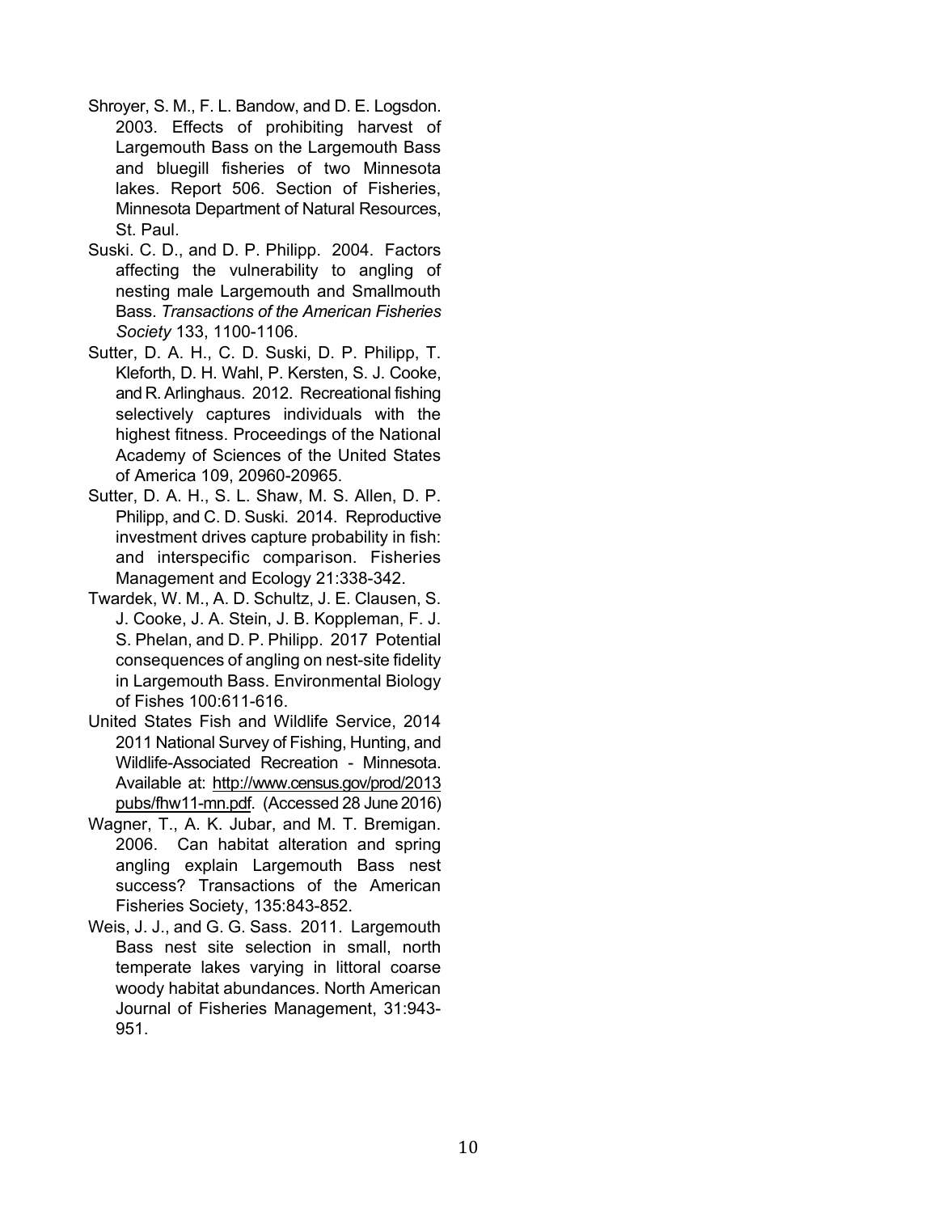Shroyer, S. M., F. L. Bandow, and D. E. Logsdon. 2003. Effects of prohibiting harvest of Largemouth Bass on the Largemouth Bass and bluegill fisheries of two Minnesota lakes. Report 506. Section of Fisheries, Minnesota Department of Natural Resources, St. Paul.

Suski. C. D., and D. P. Philipp. 2004. Factors affecting the vulnerability to angling of nesting male Largemouth and Smallmouth Bass. *Transactions of the American Fisheries Society* 133, 1100-1106.

Sutter, D. A. H., C. D. Suski, D. P. Philipp, T. Kleforth, D. H. Wahl, P. Kersten, S. J. Cooke, and R. Arlinghaus. 2012. Recreational fishing selectively captures individuals with the highest fitness. Proceedings of the National Academy of Sciences of the United States of America 109, 20960-20965.

Sutter, D. A. H., S. L. Shaw, M. S. Allen, D. P. Philipp, and C. D. Suski. 2014. Reproductive investment drives capture probability in fish: and interspecific comparison. Fisheries Management and Ecology 21:338-342.

Twardek, W. M., A. D. Schultz, J. E. Clausen, S. J. Cooke, J. A. Stein, J. B. Koppleman, F. J. S. Phelan, and D. P. Philipp. 2017 Potential consequences of angling on nest-site fidelity in Largemouth Bass. Environmental Biology of Fishes 100:611-616.

United States Fish and Wildlife Service, 2014 2011 National Survey of Fishing, Hunting, and Wildlife-Associated Recreation - Minnesota. Available at: http://www.census.gov/prod/2013pubs/fhw11-mn.pdf. (Accessed 28 June 2016)

Wagner, T., A. K. Jubar, and M. T. Bremigan. 2006. Can habitat alteration and spring angling explain Largemouth Bass nest success? Transactions of the American Fisheries Society, 135:843-852.

Weis, J. J., and G. G. Sass. 2011. Largemouth Bass nest site selection in small, north temperate lakes varying in littoral coarse woody habitat abundances. North American Journal of Fisheries Management, 31:943-951.